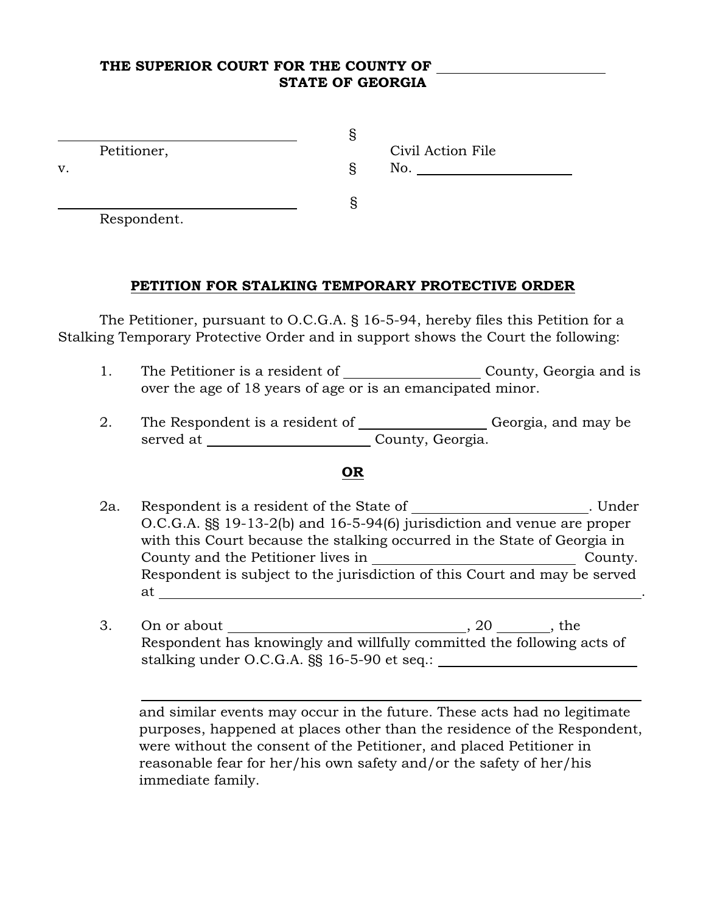**THE SUPERIOR COURT FOR THE COUNTY OF ______________________**
**STATE OF GEORGIA**

| | | |
|---|---|---|
| ______________________________ | § | |
| Petitioner, | | Civil Action File |
| v. | § | No. ____________________ |
| ______________________________ | § | |
| Respondent. | | |

**PETITION FOR STALKING TEMPORARY PROTECTIVE ORDER**

The Petitioner, pursuant to O.C.G.A. § 16-5-94, hereby files this Petition for a Stalking Temporary Protective Order and in support shows the Court the following:

1. The Petitioner is a resident of _________________ County, Georgia and is over the age of 18 years of age or is an emancipated minor.

2. The Respondent is a resident of _________________ Georgia, and may be served at ______________________ County, Georgia.

**OR**

2a. Respondent is a resident of the State of ______________________. Under O.C.G.A. §§ 19-13-2(b) and 16-5-94(6) jurisdiction and venue are proper with this Court because the stalking occurred in the State of Georgia in County and the Petitioner lives in __________________________ County. Respondent is subject to the jurisdiction of this Court and may be served at ____________________________________________________________.

3. On or about ______________________________, 20 _______, the Respondent has knowingly and willfully committed the following acts of stalking under O.C.G.A. §§ 16-5-90 et seq.: ___________________________

_________________________________________________________________

and similar events may occur in the future. These acts had no legitimate purposes, happened at places other than the residence of the Respondent, were without the consent of the Petitioner, and placed Petitioner in reasonable fear for her/his own safety and/or the safety of her/his immediate family.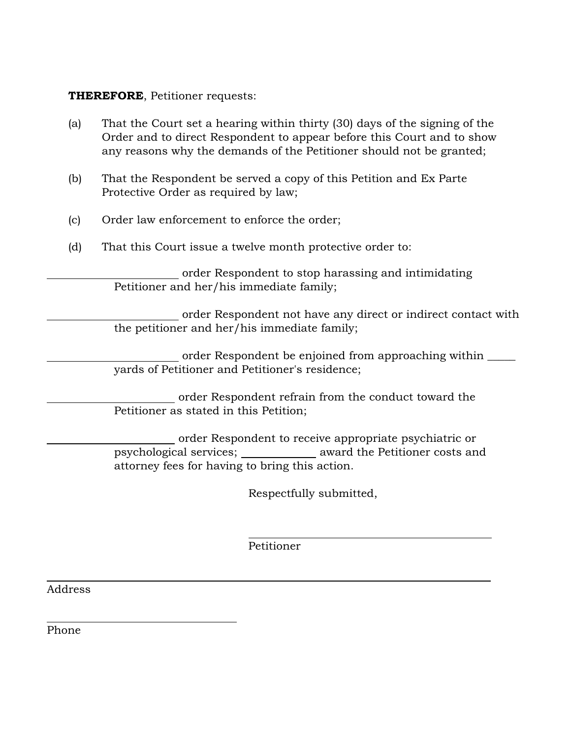**THEREFORE**, Petitioner requests:

(a) That the Court set a hearing within thirty (30) days of the signing of the Order and to direct Respondent to appear before this Court and to show any reasons why the demands of the Petitioner should not be granted;

(b) That the Respondent be served a copy of this Petition and Ex Parte Protective Order as required by law;

(c) Order law enforcement to enforce the order;

(d) That this Court issue a twelve month protective order to:

______________________ order Respondent to stop harassing and intimidating Petitioner and her/his immediate family;

______________________ order Respondent not have any direct or indirect contact with the petitioner and her/his immediate family;

______________________ order Respondent be enjoined from approaching within _____ yards of Petitioner and Petitioner's residence;

______________________ order Respondent refrain from the conduct toward the Petitioner as stated in this Petition;

______________________ order Respondent to receive appropriate psychiatric or psychological services; ____________ award the Petitioner costs and attorney fees for having to bring this action.

Respectfully submitted,

______________________________________
Petitioner

______________________________________________________________
Address

______________________________
Phone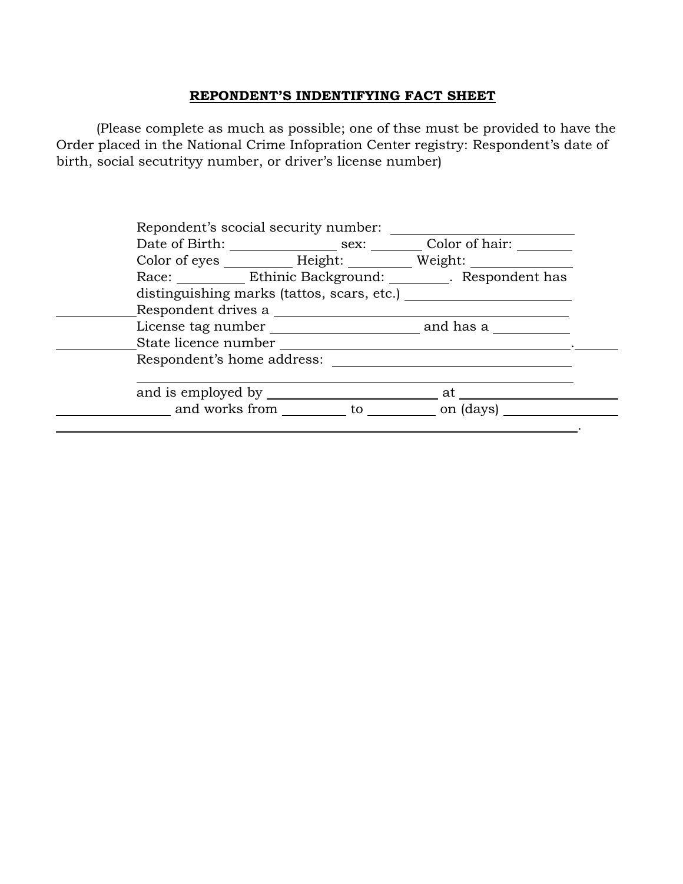**REPONDENT'S INDENTIFYING FACT SHEET**

(Please complete as much as possible; one of thse must be provided to have the Order placed in the National Crime Infopration Center registry: Respondent's date of birth, social secutrityy number, or driver's license number)

Repondent's scocial security number: ______________________

Date of Birth: ______________ sex: _______ Color of hair: ________

Color of eyes _________ Height: _________ Weight: _____________

Race: _________ Ethinic Background: ________. Respondent has distinguishing marks (tattos, scars, etc.) ______________________

__________Respondent drives a ________________________________________

License tag number _____________________ and has a __________

__________State licence number __________________________________________.______

Respondent's home address: _______________________________

_______________________________________________________

and is employed by ________________________ at _____________________

_______________ and works from _________ to _________ on (days) _______________

_________________________________________________________________________.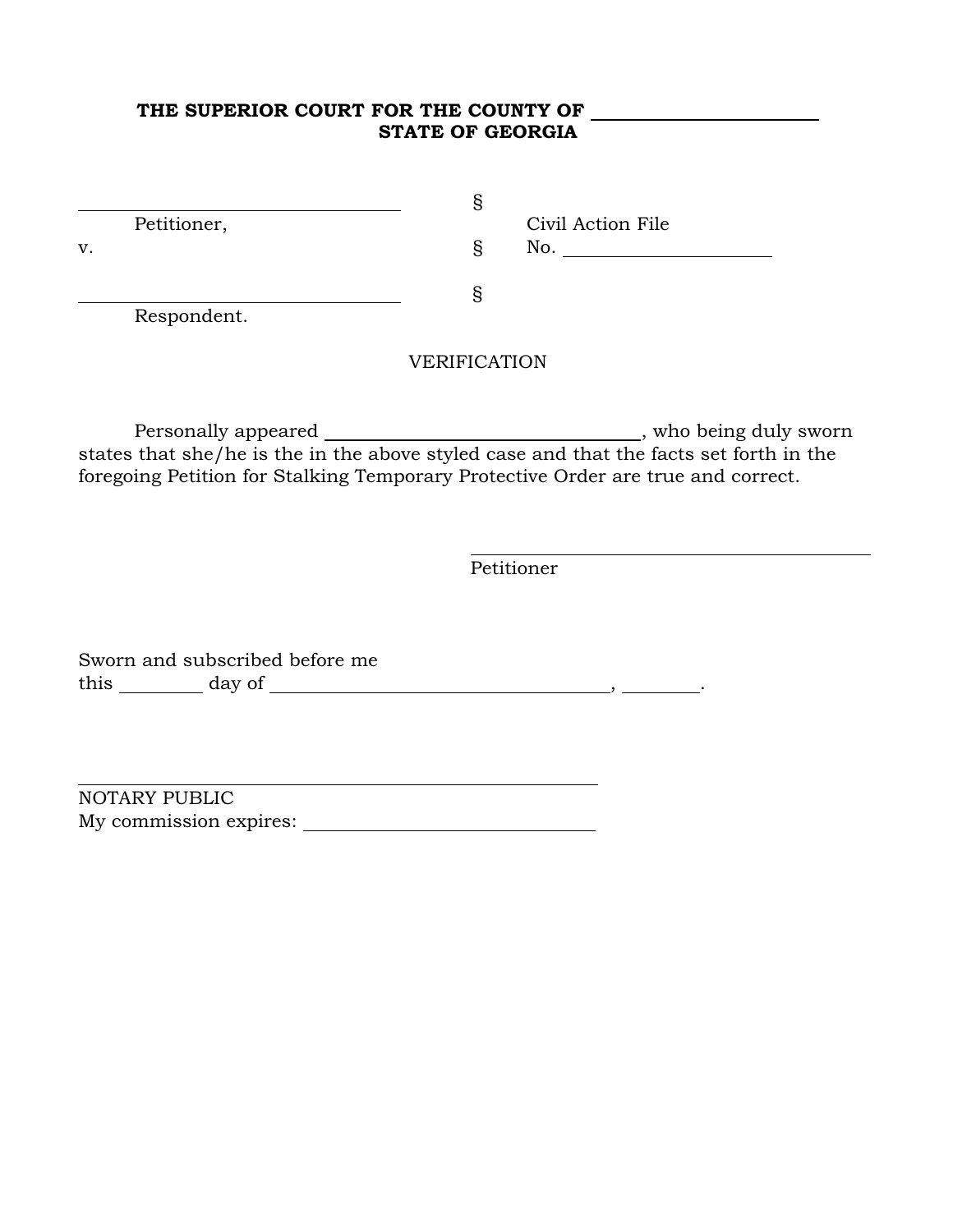**THE SUPERIOR COURT FOR THE COUNTY OF \_\_\_\_\_\_\_\_\_\_\_\_\_\_\_\_\_\_\_\_\_\_**
**STATE OF GEORGIA**

| | | |
|---|---|---|
| \_\_\_\_\_\_\_\_\_\_\_\_\_\_\_\_\_\_\_\_\_\_\_\_\_\_\_\_\_\_\_\_ | § | |
| Petitioner, | | Civil Action File |
| v. | § | No. \_\_\_\_\_\_\_\_\_\_\_\_\_\_\_\_\_\_\_\_ |
| \_\_\_\_\_\_\_\_\_\_\_\_\_\_\_\_\_\_\_\_\_\_\_\_\_\_\_\_\_\_\_\_ | § | |
| Respondent. | | |

VERIFICATION

Personally appeared \_\_\_\_\_\_\_\_\_\_\_\_\_\_\_\_\_\_\_\_\_\_\_\_\_\_\_\_\_\_, who being duly sworn states that she/he is the in the above styled case and that the facts set forth in the foregoing Petition for Stalking Temporary Protective Order are true and correct.

\_\_\_\_\_\_\_\_\_\_\_\_\_\_\_\_\_\_\_\_\_\_\_\_\_\_\_\_\_\_\_\_\_\_\_\_\_\_\_\_
Petitioner

Sworn and subscribed before me
this \_\_\_\_\_\_\_\_ day of \_\_\_\_\_\_\_\_\_\_\_\_\_\_\_\_\_\_\_\_\_\_\_\_\_\_\_\_\_\_\_\_, \_\_\_\_\_\_\_\_.

\_\_\_\_\_\_\_\_\_\_\_\_\_\_\_\_\_\_\_\_\_\_\_\_\_\_\_\_\_\_\_\_\_\_\_\_\_\_\_\_\_\_\_\_\_\_\_\_
NOTARY PUBLIC
My commission expires: \_\_\_\_\_\_\_\_\_\_\_\_\_\_\_\_\_\_\_\_\_\_\_\_\_\_\_\_